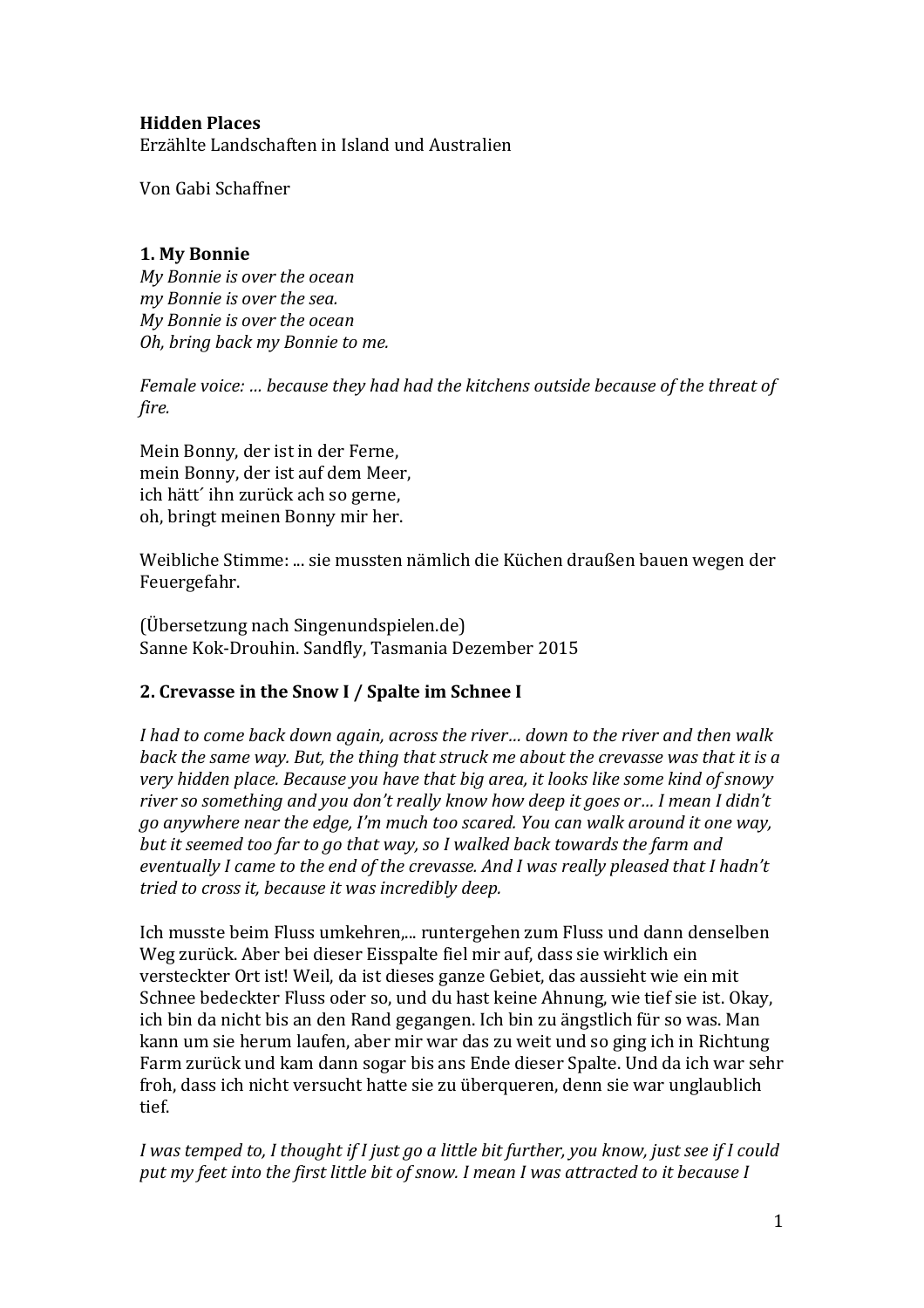**Hidden Places**
Erzählte Landschaften in Island und Australien

Von Gabi Schaffner

### 1. My Bonnie

*My Bonnie is over the ocean*
*my Bonnie is over the sea.*
*My Bonnie is over the ocean*
*Oh, bring back my Bonnie to me.*

*Female voice: … because they had had the kitchens outside because of the threat of fire.*

Mein Bonny, der ist in der Ferne,
mein Bonny, der ist auf dem Meer,
ich hätt´ ihn zurück ach so gerne,
oh, bringt meinen Bonny mir her.

Weibliche Stimme: ... sie mussten nämlich die Küchen draußen bauen wegen der Feuergefahr.

(Übersetzung nach Singenundspielen.de)
Sanne Kok-Drouhin. Sandfly, Tasmania Dezember 2015

### 2. Crevasse in the Snow I / Spalte im Schnee I

*I had to come back down again, across the river… down to the river and then walk back the same way. But, the thing that struck me about the crevasse was that it is a very hidden place. Because you have that big area, it looks like some kind of snowy river so something and you don't really know how deep it goes or… I mean I didn't go anywhere near the edge, I'm much too scared. You can walk around it one way, but it seemed too far to go that way, so I walked back towards the farm and eventually I came to the end of the crevasse. And I was really pleased that I hadn't tried to cross it, because it was incredibly deep.*

Ich musste beim Fluss umkehren,... runtergehen zum Fluss und dann denselben Weg zurück. Aber bei dieser Eisspalte fiel mir auf, dass sie wirklich ein versteckter Ort ist! Weil, da ist dieses ganze Gebiet, das aussieht wie ein mit Schnee bedeckter Fluss oder so, und du hast keine Ahnung, wie tief sie ist. Okay, ich bin da nicht bis an den Rand gegangen. Ich bin zu ängstlich für so was. Man kann um sie herum laufen, aber mir war das zu weit und so ging ich in Richtung Farm zurück und kam dann sogar bis ans Ende dieser Spalte. Und da ich war sehr froh, dass ich nicht versucht hatte sie zu überqueren, denn sie war unglaublich tief.

*I was temped to, I thought if I just go a little bit further, you know, just see if I could put my feet into the first little bit of snow. I mean I was attracted to it because I*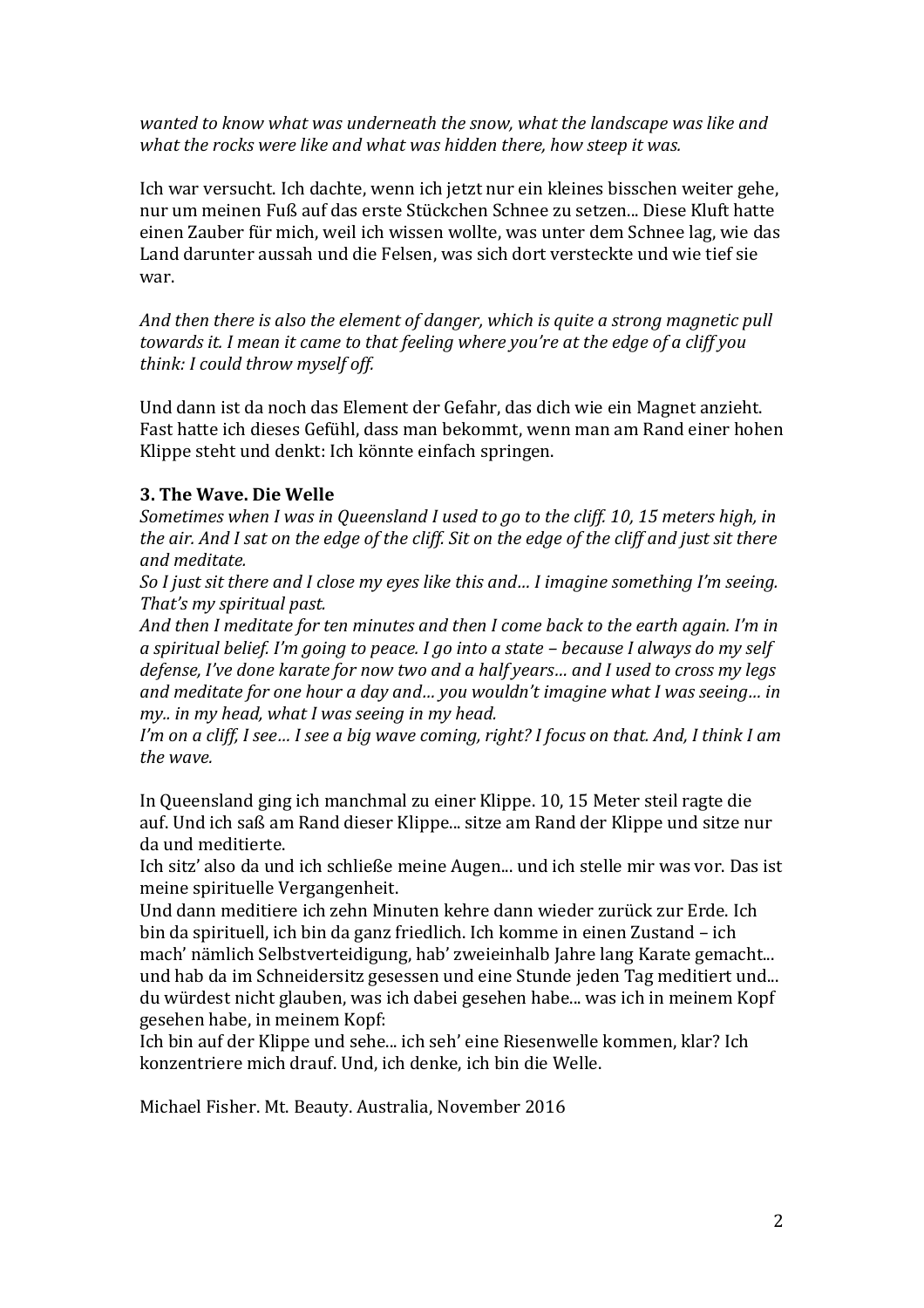*wanted to know what was underneath the snow, what the landscape was like and what the rocks were like and what was hidden there, how steep it was.*

Ich war versucht. Ich dachte, wenn ich jetzt nur ein kleines bisschen weiter gehe, nur um meinen Fuß auf das erste Stückchen Schnee zu setzen... Diese Kluft hatte einen Zauber für mich, weil ich wissen wollte, was unter dem Schnee lag, wie das Land darunter aussah und die Felsen, was sich dort versteckte und wie tief sie war.

*And then there is also the element of danger, which is quite a strong magnetic pull towards it. I mean it came to that feeling where you're at the edge of a cliff you think: I could throw myself off.*

Und dann ist da noch das Element der Gefahr, das dich wie ein Magnet anzieht. Fast hatte ich dieses Gefühl, dass man bekommt, wenn man am Rand einer hohen Klippe steht und denkt: Ich könnte einfach springen.

### 3. The Wave. Die Welle

*Sometimes when I was in Queensland I used to go to the cliff. 10, 15 meters high, in the air. And I sat on the edge of the cliff. Sit on the edge of the cliff and just sit there and meditate.*
*So I just sit there and I close my eyes like this and… I imagine something I'm seeing. That's my spiritual past.*
*And then I meditate for ten minutes and then I come back to the earth again. I'm in a spiritual belief. I'm going to peace. I go into a state – because I always do my self defense, I've done karate for now two and a half years… and I used to cross my legs and meditate for one hour a day and… you wouldn't imagine what I was seeing… in my.. in my head, what I was seeing in my head.*
*I'm on a cliff, I see… I see a big wave coming, right? I focus on that. And, I think I am the wave.*

In Queensland ging ich manchmal zu einer Klippe. 10, 15 Meter steil ragte die auf. Und ich saß am Rand dieser Klippe... sitze am Rand der Klippe und sitze nur da und meditierte.
Ich sitz' also da und ich schließe meine Augen... und ich stelle mir was vor. Das ist meine spirituelle Vergangenheit.
Und dann meditiere ich zehn Minuten kehre dann wieder zurück zur Erde. Ich bin da spirituell, ich bin da ganz friedlich. Ich komme in einen Zustand – ich mach' nämlich Selbstverteidigung, hab' zweieinhalb Jahre lang Karate gemacht... und hab da im Schneidersitz gesessen und eine Stunde jeden Tag meditiert und... du würdest nicht glauben, was ich dabei gesehen habe... was ich in meinem Kopf gesehen habe, in meinem Kopf:
Ich bin auf der Klippe und sehe... ich seh' eine Riesenwelle kommen, klar? Ich konzentriere mich drauf. Und, ich denke, ich bin die Welle.

Michael Fisher. Mt. Beauty. Australia, November 2016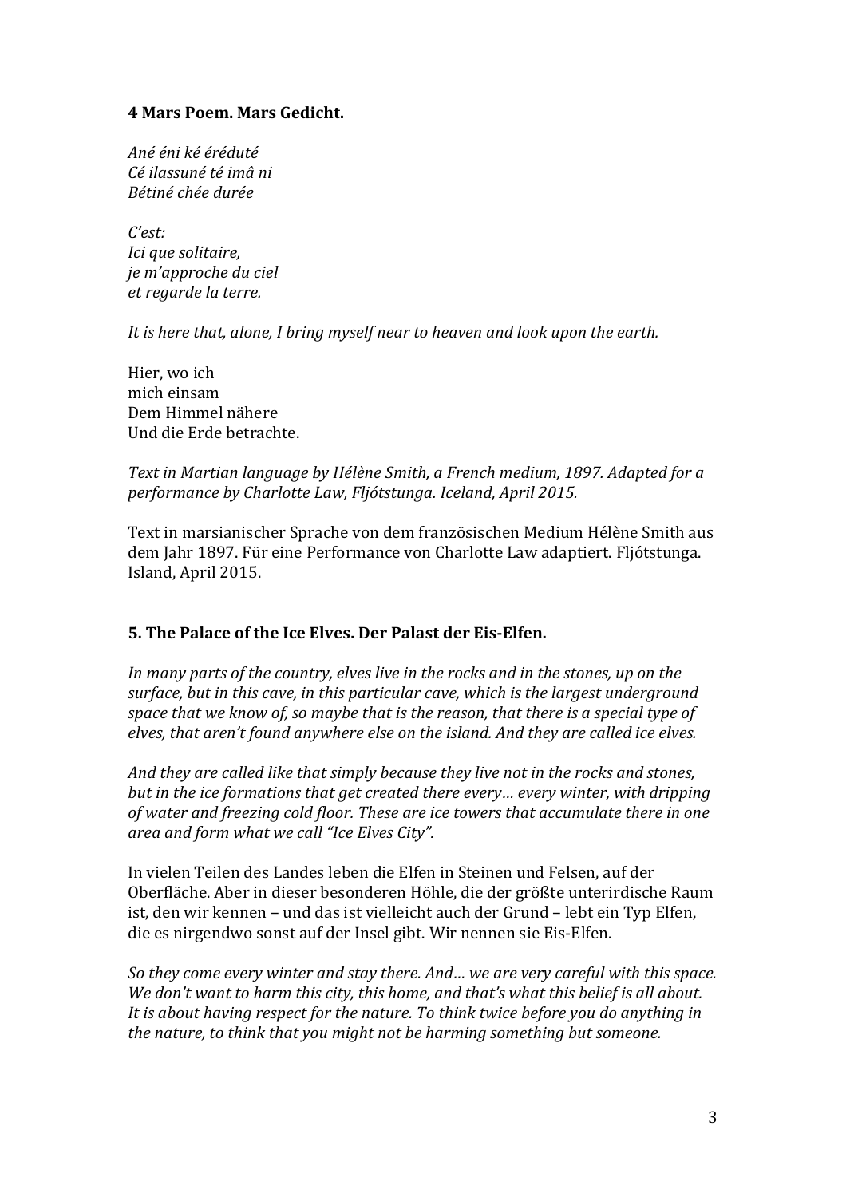**4 Mars Poem. Mars Gedicht.**

*Ané éni ké éréduté*
*Cé ilassuné té imâ ni*
*Bétiné chée durée*

*C'est:*
*Ici que solitaire,*
*je m'approche du ciel*
*et regarde la terre.*

*It is here that, alone, I bring myself near to heaven and look upon the earth.*

Hier, wo ich
mich einsam
Dem Himmel nähere
Und die Erde betrachte.

*Text in Martian language by Hélène Smith, a French medium, 1897. Adapted for a performance by Charlotte Law, Fljótstunga. Iceland, April 2015.*

Text in marsianischer Sprache von dem französischen Medium Hélène Smith aus dem Jahr 1897. Für eine Performance von Charlotte Law adaptiert. Fljótstunga. Island, April 2015.

**5. The Palace of the Ice Elves. Der Palast der Eis-Elfen.**

*In many parts of the country, elves live in the rocks and in the stones, up on the surface, but in this cave, in this particular cave, which is the largest underground space that we know of, so maybe that is the reason, that there is a special type of elves, that aren't found anywhere else on the island. And they are called ice elves.*

*And they are called like that simply because they live not in the rocks and stones, but in the ice formations that get created there every… every winter, with dripping of water and freezing cold floor. These are ice towers that accumulate there in one area and form what we call "Ice Elves City".*

In vielen Teilen des Landes leben die Elfen in Steinen und Felsen, auf der Oberfläche. Aber in dieser besonderen Höhle, die der größte unterirdische Raum ist, den wir kennen – und das ist vielleicht auch der Grund – lebt ein Typ Elfen, die es nirgendwo sonst auf der Insel gibt. Wir nennen sie Eis-Elfen.

*So they come every winter and stay there. And… we are very careful with this space. We don't want to harm this city, this home, and that's what this belief is all about. It is about having respect for the nature. To think twice before you do anything in the nature, to think that you might not be harming something but someone.*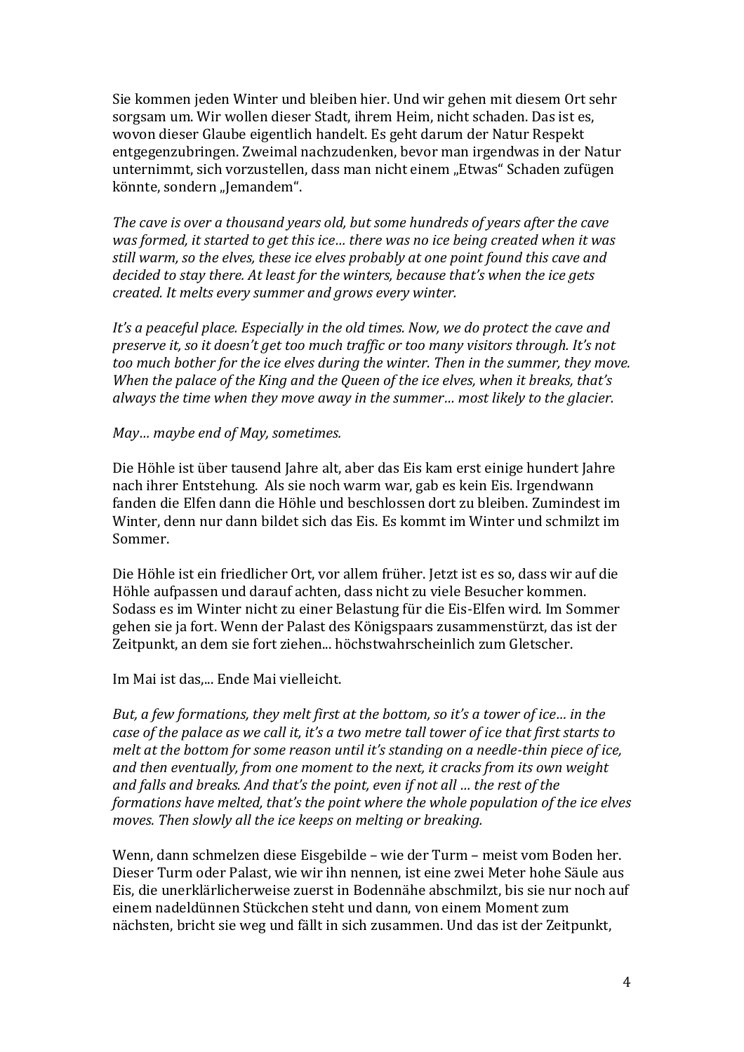Sie kommen jeden Winter und bleiben hier. Und wir gehen mit diesem Ort sehr sorgsam um. Wir wollen dieser Stadt, ihrem Heim, nicht schaden. Das ist es, wovon dieser Glaube eigentlich handelt. Es geht darum der Natur Respekt entgegenzubringen. Zweimal nachzudenken, bevor man irgendwas in der Natur unternimmt, sich vorzustellen, dass man nicht einem „Etwas" Schaden zufügen könnte, sondern „Jemandem".

*The cave is over a thousand years old, but some hundreds of years after the cave was formed, it started to get this ice… there was no ice being created when it was still warm, so the elves, these ice elves probably at one point found this cave and decided to stay there. At least for the winters, because that's when the ice gets created. It melts every summer and grows every winter.*

*It's a peaceful place. Especially in the old times. Now, we do protect the cave and preserve it, so it doesn't get too much traffic or too many visitors through. It's not too much bother for the ice elves during the winter. Then in the summer, they move. When the palace of the King and the Queen of the ice elves, when it breaks, that's always the time when they move away in the summer… most likely to the glacier.*

*May… maybe end of May, sometimes.*

Die Höhle ist über tausend Jahre alt, aber das Eis kam erst einige hundert Jahre nach ihrer Entstehung. Als sie noch warm war, gab es kein Eis. Irgendwann fanden die Elfen dann die Höhle und beschlossen dort zu bleiben. Zumindest im Winter, denn nur dann bildet sich das Eis. Es kommt im Winter und schmilzt im Sommer.

Die Höhle ist ein friedlicher Ort, vor allem früher. Jetzt ist es so, dass wir auf die Höhle aufpassen und darauf achten, dass nicht zu viele Besucher kommen. Sodass es im Winter nicht zu einer Belastung für die Eis-Elfen wird. Im Sommer gehen sie ja fort. Wenn der Palast des Königspaars zusammenstürzt, das ist der Zeitpunkt, an dem sie fort ziehen... höchstwahrscheinlich zum Gletscher.

Im Mai ist das,... Ende Mai vielleicht.

*But, a few formations, they melt first at the bottom, so it's a tower of ice… in the case of the palace as we call it, it's a two metre tall tower of ice that first starts to melt at the bottom for some reason until it's standing on a needle-thin piece of ice, and then eventually, from one moment to the next, it cracks from its own weight and falls and breaks. And that's the point, even if not all … the rest of the formations have melted, that's the point where the whole population of the ice elves moves. Then slowly all the ice keeps on melting or breaking.*

Wenn, dann schmelzen diese Eisgebilde – wie der Turm – meist vom Boden her. Dieser Turm oder Palast, wie wir ihn nennen, ist eine zwei Meter hohe Säule aus Eis, die unerklärlicherweise zuerst in Bodennähe abschmilzt, bis sie nur noch auf einem nadeldünnen Stückchen steht und dann, von einem Moment zum nächsten, bricht sie weg und fällt in sich zusammen. Und das ist der Zeitpunkt,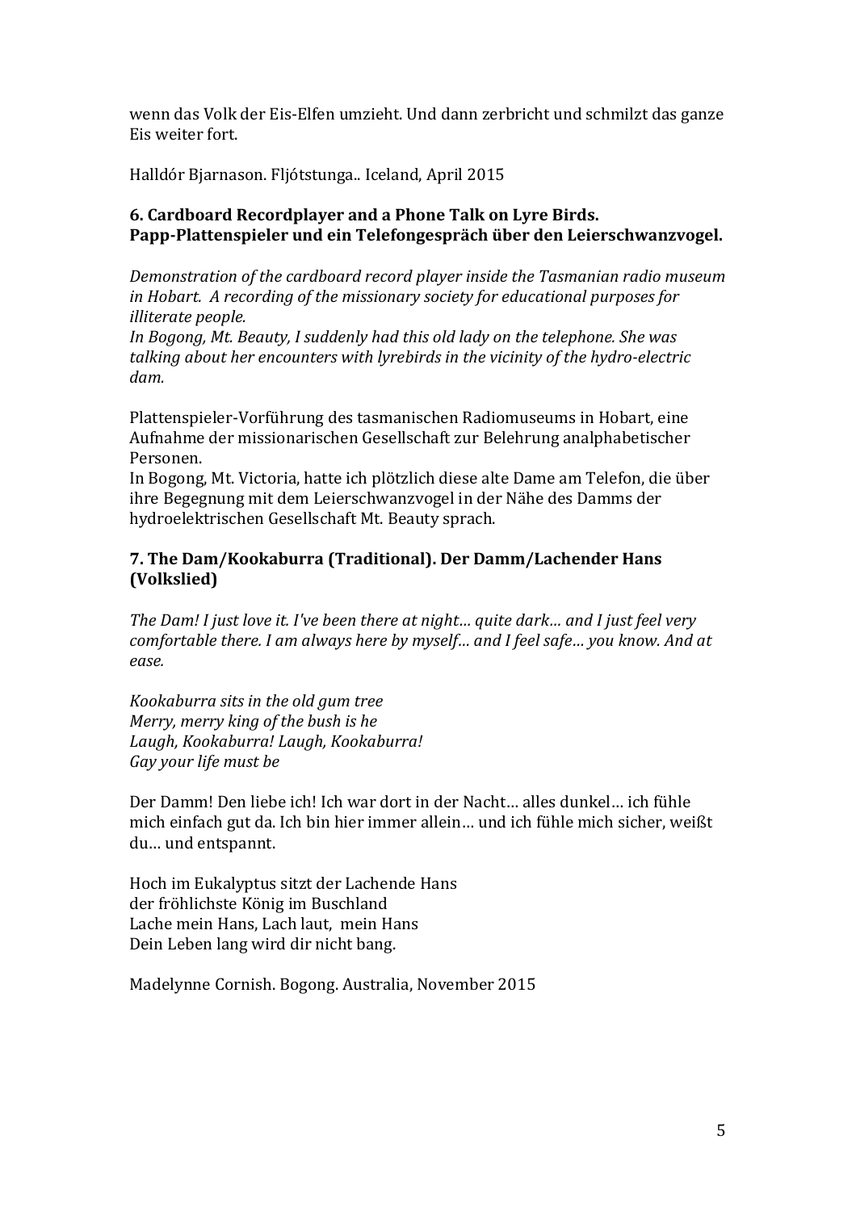wenn das Volk der Eis-Elfen umzieht. Und dann zerbricht und schmilzt das ganze Eis weiter fort.

Halldór Bjarnason. Fljótstunga.. Iceland, April 2015

### 6. Cardboard Recordplayer and a Phone Talk on Lyre Birds. Papp-Plattenspieler und ein Telefongespräch über den Leierschwanzvogel.

*Demonstration of the cardboard record player inside the Tasmanian radio museum in Hobart. A recording of the missionary society for educational purposes for illiterate people.*
*In Bogong, Mt. Beauty, I suddenly had this old lady on the telephone. She was talking about her encounters with lyrebirds in the vicinity of the hydro-electric dam.*

Plattenspieler-Vorführung des tasmanischen Radiomuseums in Hobart, eine Aufnahme der missionarischen Gesellschaft zur Belehrung analphabetischer Personen.
In Bogong, Mt. Victoria, hatte ich plötzlich diese alte Dame am Telefon, die über ihre Begegnung mit dem Leierschwanzvogel in der Nähe des Damms der hydroelektrischen Gesellschaft Mt. Beauty sprach.

### 7. The Dam/Kookaburra (Traditional). Der Damm/Lachender Hans (Volkslied)

*The Dam! I just love it. I've been there at night… quite dark… and I just feel very comfortable there. I am always here by myself… and I feel safe… you know. And at ease.*

*Kookaburra sits in the old gum tree*
*Merry, merry king of the bush is he*
*Laugh, Kookaburra! Laugh, Kookaburra!*
*Gay your life must be*

Der Damm! Den liebe ich! Ich war dort in der Nacht… alles dunkel… ich fühle mich einfach gut da. Ich bin hier immer allein… und ich fühle mich sicher, weißt du… und entspannt.

Hoch im Eukalyptus sitzt der Lachende Hans
der fröhlichste König im Buschland
Lache mein Hans, Lach laut, mein Hans
Dein Leben lang wird dir nicht bang.

Madelynne Cornish. Bogong. Australia, November 2015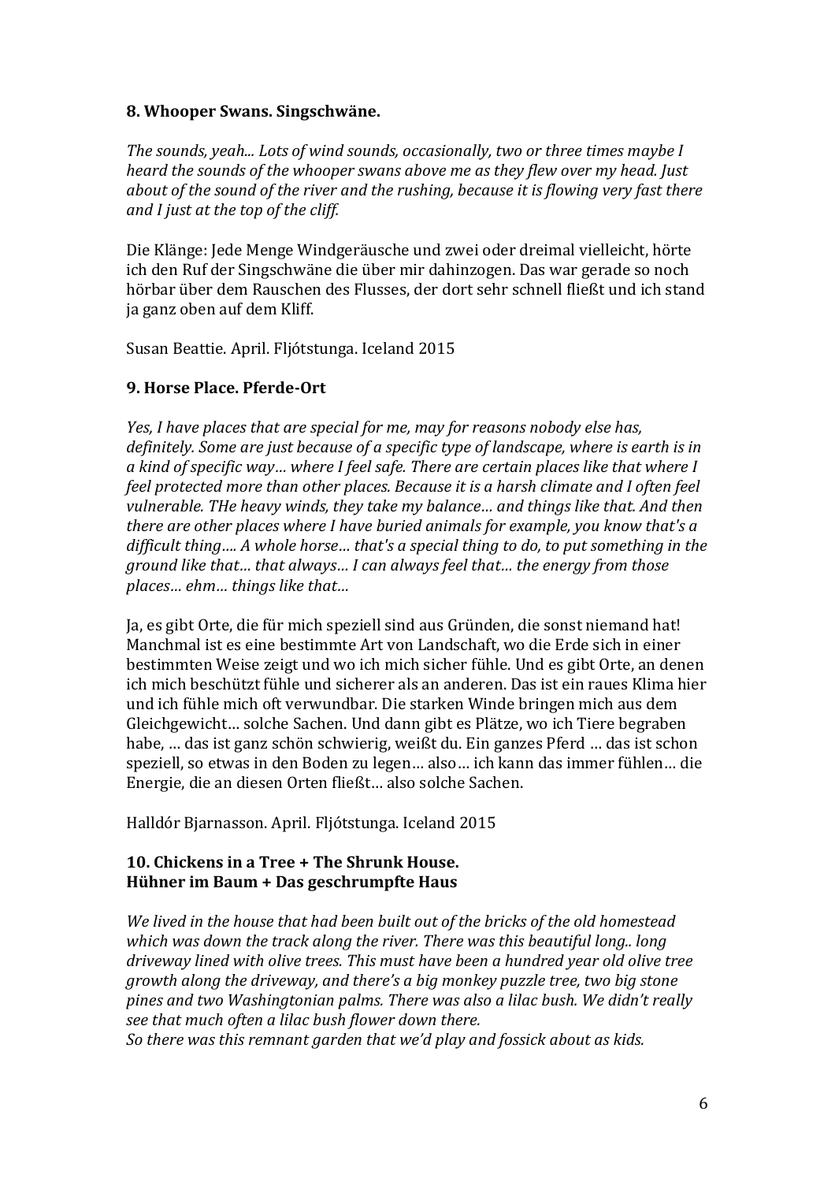**8. Whooper Swans. Singschwäne.**

*The sounds, yeah... Lots of wind sounds, occasionally, two or three times maybe I heard the sounds of the whooper swans above me as they flew over my head. Just about of the sound of the river and the rushing, because it is flowing very fast there and I just at the top of the cliff.*

Die Klänge: Jede Menge Windgeräusche und zwei oder dreimal vielleicht, hörte ich den Ruf der Singschwäne die über mir dahinzogen. Das war gerade so noch hörbar über dem Rauschen des Flusses, der dort sehr schnell fließt und ich stand ja ganz oben auf dem Kliff.

Susan Beattie. April. Fljótstunga. Iceland 2015

**9. Horse Place. Pferde-Ort**

*Yes, I have places that are special for me, may for reasons nobody else has, definitely. Some are just because of a specific type of landscape, where is earth is in a kind of specific way… where I feel safe. There are certain places like that where I feel protected more than other places. Because it is a harsh climate and I often feel vulnerable. THe heavy winds, they take my balance… and things like that. And then there are other places where I have buried animals for example, you know that's a difficult thing…. A whole horse… that's a special thing to do, to put something in the ground like that… that always… I can always feel that… the energy from those places… ehm… things like that…*

Ja, es gibt Orte, die für mich speziell sind aus Gründen, die sonst niemand hat! Manchmal ist es eine bestimmte Art von Landschaft, wo die Erde sich in einer bestimmten Weise zeigt und wo ich mich sicher fühle. Und es gibt Orte, an denen ich mich beschützt fühle und sicherer als an anderen. Das ist ein raues Klima hier und ich fühle mich oft verwundbar. Die starken Winde bringen mich aus dem Gleichgewicht… solche Sachen. Und dann gibt es Plätze, wo ich Tiere begraben habe, … das ist ganz schön schwierig, weißt du. Ein ganzes Pferd … das ist schon speziell, so etwas in den Boden zu legen… also… ich kann das immer fühlen… die Energie, die an diesen Orten fließt… also solche Sachen.

Halldór Bjarnasson. April. Fljótstunga. Iceland 2015

**10. Chickens in a Tree + The Shrunk House.**
**Hühner im Baum + Das geschrumpfte Haus**

*We lived in the house that had been built out of the bricks of the old homestead which was down the track along the river. There was this beautiful long.. long driveway lined with olive trees. This must have been a hundred year old olive tree growth along the driveway, and there's a big monkey puzzle tree, two big stone pines and two Washingtonian palms. There was also a lilac bush. We didn't really see that much often a lilac bush flower down there.*
*So there was this remnant garden that we'd play and fossick about as kids.*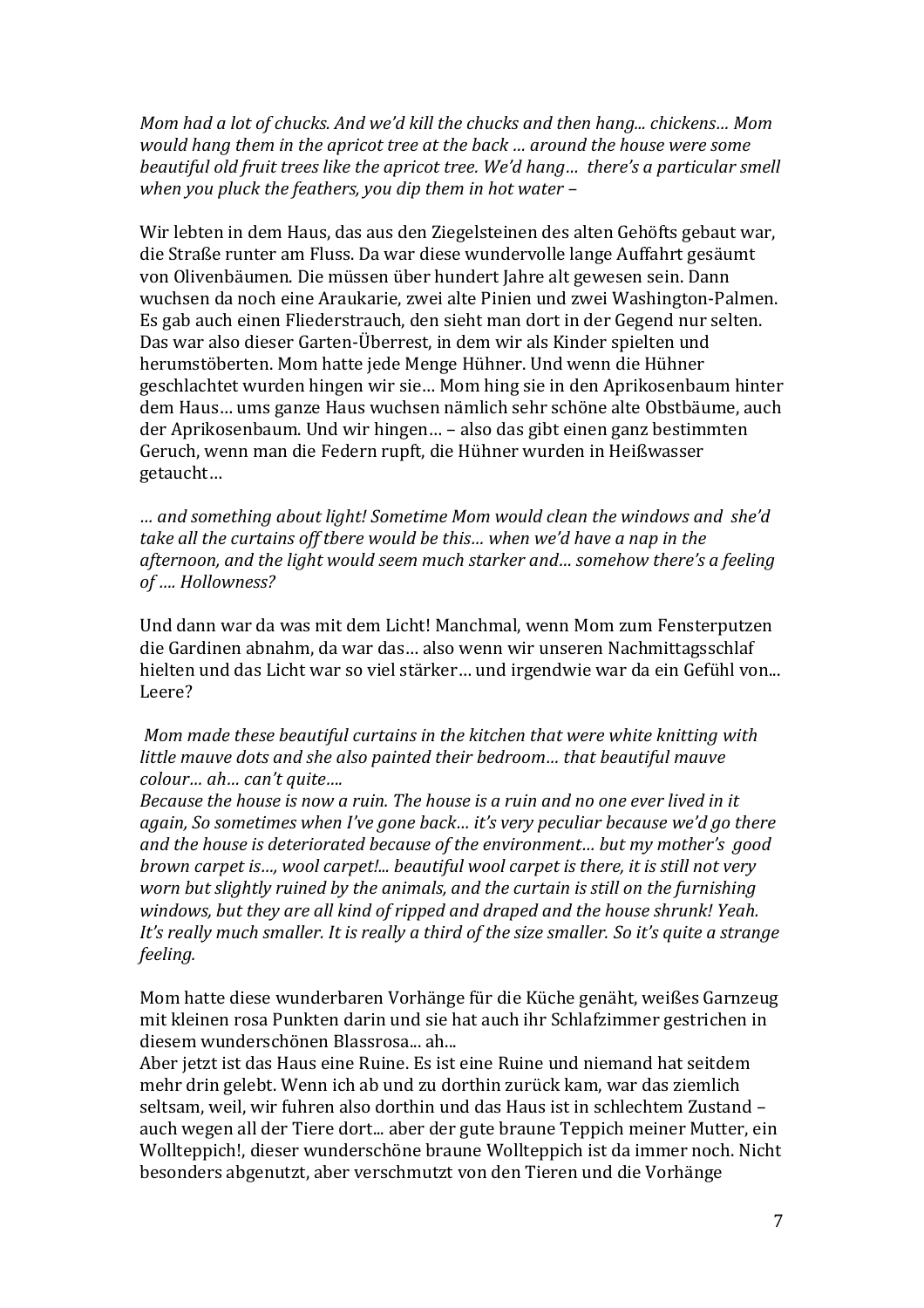*Mom had a lot of chucks. And we'd kill the chucks and then hang... chickens… Mom would hang them in the apricot tree at the back … around the house were some beautiful old fruit trees like the apricot tree. We'd hang… there's a particular smell when you pluck the feathers, you dip them in hot water –*

Wir lebten in dem Haus, das aus den Ziegelsteinen des alten Gehöfts gebaut war, die Straße runter am Fluss. Da war diese wundervolle lange Auffahrt gesäumt von Olivenbäumen. Die müssen über hundert Jahre alt gewesen sein. Dann wuchsen da noch eine Araukarie, zwei alte Pinien und zwei Washington-Palmen. Es gab auch einen Fliederstrauch, den sieht man dort in der Gegend nur selten. Das war also dieser Garten-Überrest, in dem wir als Kinder spielten und herumstöberten. Mom hatte jede Menge Hühner. Und wenn die Hühner geschlachtet wurden hingen wir sie… Mom hing sie in den Aprikosenbaum hinter dem Haus… ums ganze Haus wuchsen nämlich sehr schöne alte Obstbäume, auch der Aprikosenbaum. Und wir hingen… – also das gibt einen ganz bestimmten Geruch, wenn man die Federn rupft, die Hühner wurden in Heißwasser getaucht…

*… and something about light! Sometime Mom would clean the windows and she'd take all the curtains off tbere would be this… when we'd have a nap in the afternoon, and the light would seem much starker and… somehow there's a feeling of …. Hollowness?*

Und dann war da was mit dem Licht! Manchmal, wenn Mom zum Fensterputzen die Gardinen abnahm, da war das… also wenn wir unseren Nachmittagsschlaf hielten und das Licht war so viel stärker… und irgendwie war da ein Gefühl von... Leere?

*Mom made these beautiful curtains in the kitchen that were white knitting with little mauve dots and she also painted their bedroom… that beautiful mauve colour… ah… can't quite….*
*Because the house is now a ruin. The house is a ruin and no one ever lived in it again, So sometimes when I've gone back… it's very peculiar because we'd go there and the house is deteriorated because of the environment… but my mother's good brown carpet is…, wool carpet!... beautiful wool carpet is there, it is still not very worn but slightly ruined by the animals, and the curtain is still on the furnishing windows, but they are all kind of ripped and draped and the house shrunk! Yeah. It's really much smaller. It is really a third of the size smaller. So it's quite a strange feeling.*

Mom hatte diese wunderbaren Vorhänge für die Küche genäht, weißes Garnzeug mit kleinen rosa Punkten darin und sie hat auch ihr Schlafzimmer gestrichen in diesem wunderschönen Blassrosa... ah...
Aber jetzt ist das Haus eine Ruine. Es ist eine Ruine und niemand hat seitdem mehr drin gelebt. Wenn ich ab und zu dorthin zurück kam, war das ziemlich seltsam, weil, wir fuhren also dorthin und das Haus ist in schlechtem Zustand – auch wegen all der Tiere dort... aber der gute braune Teppich meiner Mutter, ein Wollteppich!, dieser wunderschöne braune Wollteppich ist da immer noch. Nicht besonders abgenutzt, aber verschmutzt von den Tieren und die Vorhänge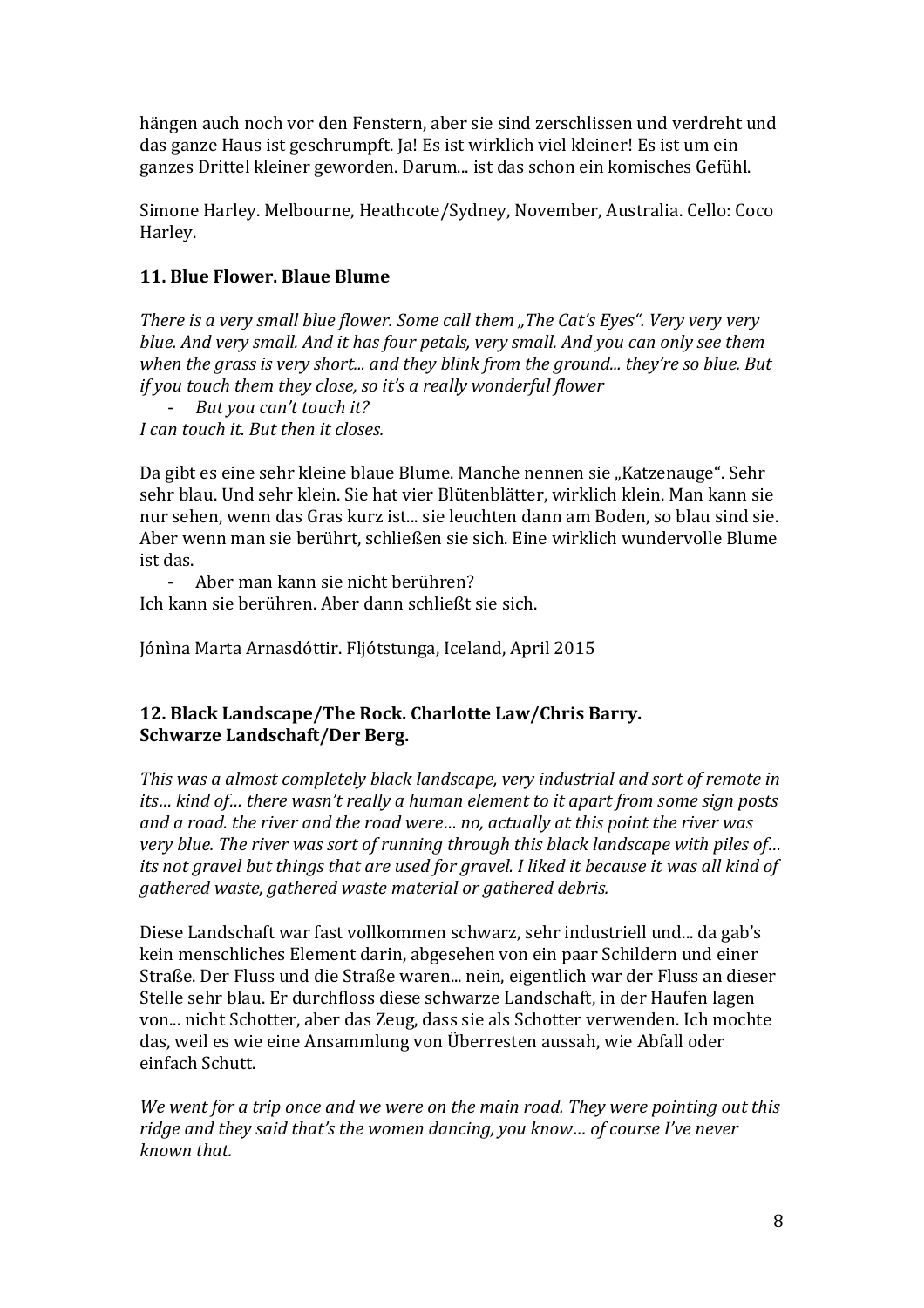hängen auch noch vor den Fenstern, aber sie sind zerschlissen und verdreht und das ganze Haus ist geschrumpft. Ja! Es ist wirklich viel kleiner! Es ist um ein ganzes Drittel kleiner geworden. Darum... ist das schon ein komisches Gefühl.

Simone Harley. Melbourne, Heathcote/Sydney, November, Australia. Cello: Coco Harley.

**11. Blue Flower. Blaue Blume**

*There is a very small blue flower. Some call them „The Cat's Eyes". Very very very blue. And very small. And it has four petals, very small. And you can only see them when the grass is very short... and they blink from the ground... they're so blue. But if you touch them they close, so it's a really wonderful flower*

- *But you can't touch it?*

*I can touch it. But then it closes.*

Da gibt es eine sehr kleine blaue Blume. Manche nennen sie „Katzenauge". Sehr sehr blau. Und sehr klein. Sie hat vier Blütenblätter, wirklich klein. Man kann sie nur sehen, wenn das Gras kurz ist... sie leuchten dann am Boden, so blau sind sie. Aber wenn man sie berührt, schließen sie sich. Eine wirklich wundervolle Blume ist das.

- Aber man kann sie nicht berühren?

Ich kann sie berühren. Aber dann schließt sie sich.

Jónìna Marta Arnasdóttir. Fljótstunga, Iceland, April 2015

**12. Black Landscape/The Rock. Charlotte Law/Chris Barry. Schwarze Landschaft/Der Berg.**

*This was a almost completely black landscape, very industrial and sort of remote in its… kind of… there wasn't really a human element to it apart from some sign posts and a road. the river and the road were… no, actually at this point the river was very blue. The river was sort of running through this black landscape with piles of… its not gravel but things that are used for gravel. I liked it because it was all kind of gathered waste, gathered waste material or gathered debris.*

Diese Landschaft war fast vollkommen schwarz, sehr industriell und... da gab's kein menschliches Element darin, abgesehen von ein paar Schildern und einer Straße. Der Fluss und die Straße waren... nein, eigentlich war der Fluss an dieser Stelle sehr blau. Er durchfloss diese schwarze Landschaft, in der Haufen lagen von... nicht Schotter, aber das Zeug, dass sie als Schotter verwenden. Ich mochte das, weil es wie eine Ansammlung von Überresten aussah, wie Abfall oder einfach Schutt.

*We went for a trip once and we were on the main road. They were pointing out this ridge and they said that's the women dancing, you know… of course I've never known that.*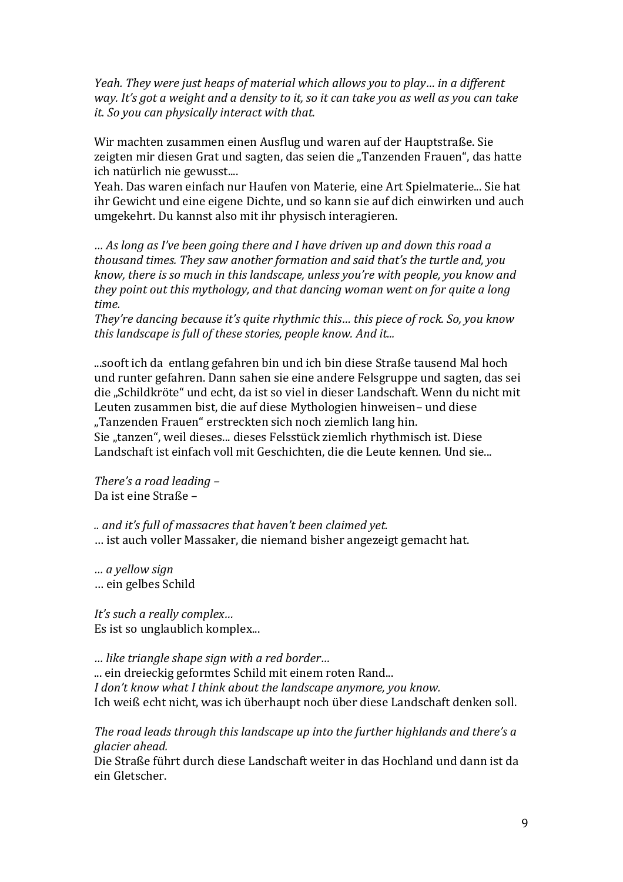*Yeah. They were just heaps of material which allows you to play… in a different way. It's got a weight and a density to it, so it can take you as well as you can take it. So you can physically interact with that.*

Wir machten zusammen einen Ausflug und waren auf der Hauptstraße. Sie zeigten mir diesen Grat und sagten, das seien die „Tanzenden Frauen", das hatte ich natürlich nie gewusst....
Yeah. Das waren einfach nur Haufen von Materie, eine Art Spielmaterie... Sie hat ihr Gewicht und eine eigene Dichte, und so kann sie auf dich einwirken und auch umgekehrt. Du kannst also mit ihr physisch interagieren.

*… As long as I've been going there and I have driven up and down this road a thousand times. They saw another formation and said that's the turtle and, you know, there is so much in this landscape, unless you're with people, you know and they point out this mythology, and that dancing woman went on for quite a long time.*
*They're dancing because it's quite rhythmic this… this piece of rock. So, you know this landscape is full of these stories, people know. And it...*

...sooft ich da entlang gefahren bin und ich bin diese Straße tausend Mal hoch und runter gefahren. Dann sahen sie eine andere Felsgruppe und sagten, das sei die „Schildkröte" und echt, da ist so viel in dieser Landschaft. Wenn du nicht mit Leuten zusammen bist, die auf diese Mythologien hinweisen– und diese „Tanzenden Frauen" erstreckten sich noch ziemlich lang hin.
Sie „tanzen", weil dieses... dieses Felsstück ziemlich rhythmisch ist. Diese Landschaft ist einfach voll mit Geschichten, die die Leute kennen. Und sie...

*There's a road leading –*
Da ist eine Straße –

*.. and it's full of massacres that haven't been claimed yet.*
… ist auch voller Massaker, die niemand bisher angezeigt gemacht hat.

*… a yellow sign*
… ein gelbes Schild

*It's such a really complex…*
Es ist so unglaublich komplex...

*… like triangle shape sign with a red border…*
... ein dreieckig geformtes Schild mit einem roten Rand...
*I don't know what I think about the landscape anymore, you know.*
Ich weiß echt nicht, was ich überhaupt noch über diese Landschaft denken soll.

*The road leads through this landscape up into the further highlands and there's a glacier ahead.*
Die Straße führt durch diese Landschaft weiter in das Hochland und dann ist da ein Gletscher.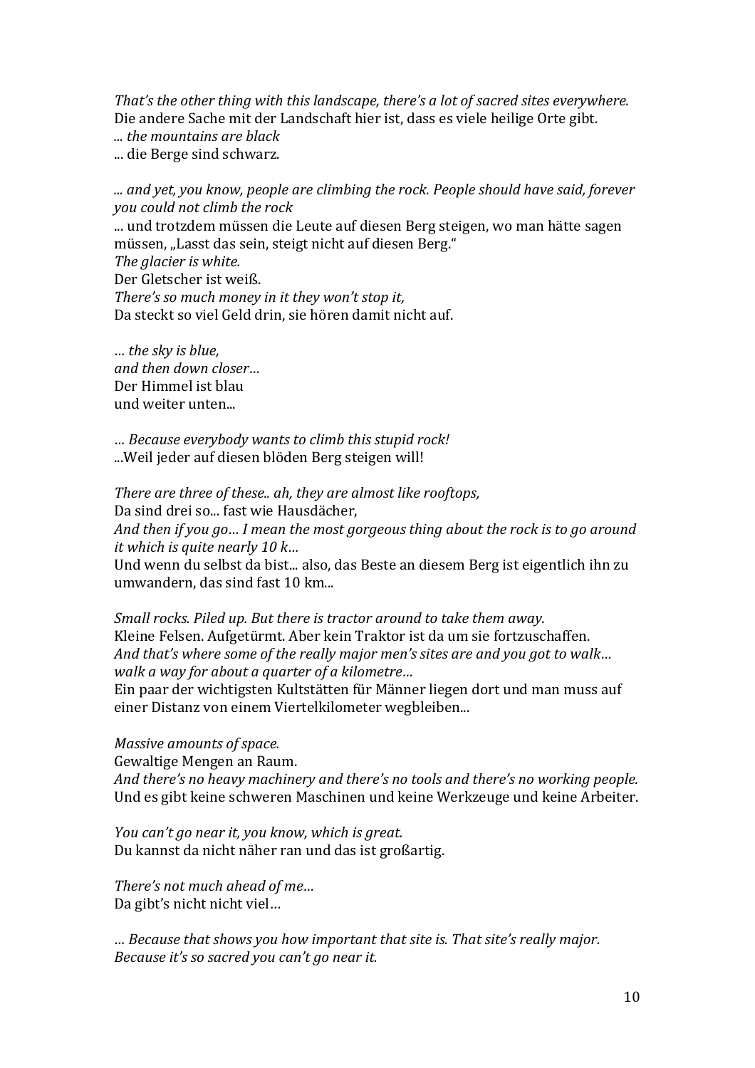*That's the other thing with this landscape, there's a lot of sacred sites everywhere.*
Die andere Sache mit der Landschaft hier ist, dass es viele heilige Orte gibt.
*... the mountains are black*
... die Berge sind schwarz.

*... and yet, you know, people are climbing the rock. People should have said, forever you could not climb the rock*
... und trotzdem müssen die Leute auf diesen Berg steigen, wo man hätte sagen müssen, „Lasst das sein, steigt nicht auf diesen Berg."
*The glacier is white.*
Der Gletscher ist weiß.
*There's so much money in it they won't stop it,*
Da steckt so viel Geld drin, sie hören damit nicht auf.

*… the sky is blue,*
*and then down closer…*
Der Himmel ist blau
und weiter unten...

*… Because everybody wants to climb this stupid rock!*
...Weil jeder auf diesen blöden Berg steigen will!

*There are three of these.. ah, they are almost like rooftops,*
Da sind drei so... fast wie Hausdächer,
*And then if you go… I mean the most gorgeous thing about the rock is to go around it which is quite nearly 10 k…*
Und wenn du selbst da bist... also, das Beste an diesem Berg ist eigentlich ihn zu umwandern, das sind fast 10 km...

*Small rocks. Piled up. But there is tractor around to take them away.*
Kleine Felsen. Aufgetürmt. Aber kein Traktor ist da um sie fortzuschaffen.
*And that's where some of the really major men's sites are and you got to walk… walk a way for about a quarter of a kilometre…*
Ein paar der wichtigsten Kultstätten für Männer liegen dort und man muss auf einer Distanz von einem Viertelkilometer wegbleiben...

*Massive amounts of space.*
Gewaltige Mengen an Raum.
*And there's no heavy machinery and there's no tools and there's no working people.*
Und es gibt keine schweren Maschinen und keine Werkzeuge und keine Arbeiter.

*You can't go near it, you know, which is great.*
Du kannst da nicht näher ran und das ist großartig.

*There's not much ahead of me…*
Da gibt's nicht nicht viel…

*… Because that shows you how important that site is. That site's really major. Because it's so sacred you can't go near it.*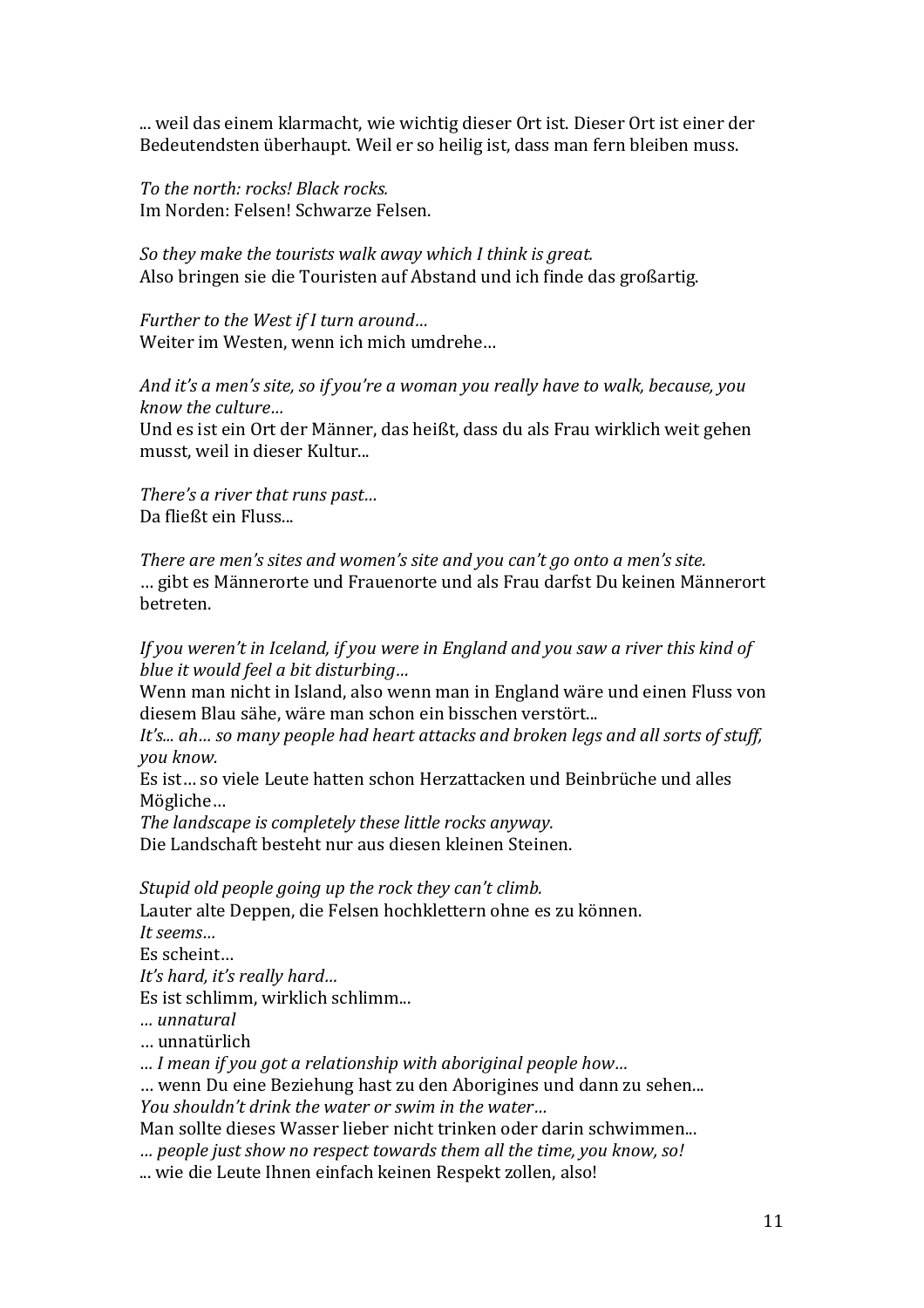... weil das einem klarmacht, wie wichtig dieser Ort ist. Dieser Ort ist einer der Bedeutendsten überhaupt. Weil er so heilig ist, dass man fern bleiben muss.

*To the north: rocks! Black rocks.*
Im Norden: Felsen! Schwarze Felsen.

*So they make the tourists walk away which I think is great.*
Also bringen sie die Touristen auf Abstand und ich finde das großartig.

*Further to the West if I turn around…*
Weiter im Westen, wenn ich mich umdrehe…

*And it's a men's site, so if you're a woman you really have to walk, because, you know the culture…*
Und es ist ein Ort der Männer, das heißt, dass du als Frau wirklich weit gehen musst, weil in dieser Kultur...

*There's a river that runs past…*
Da fließt ein Fluss...

*There are men's sites and women's site and you can't go onto a men's site.*
… gibt es Männerorte und Frauenorte und als Frau darfst Du keinen Männerort betreten.

*If you weren't in Iceland, if you were in England and you saw a river this kind of blue it would feel a bit disturbing…*
Wenn man nicht in Island, also wenn man in England wäre und einen Fluss von diesem Blau sähe, wäre man schon ein bisschen verstört...
*It's... ah… so many people had heart attacks and broken legs and all sorts of stuff, you know.*
Es ist… so viele Leute hatten schon Herzattacken und Beinbrüche und alles Mögliche…
*The landscape is completely these little rocks anyway.*
Die Landschaft besteht nur aus diesen kleinen Steinen.

*Stupid old people going up the rock they can't climb.*
Lauter alte Deppen, die Felsen hochklettern ohne es zu können.
*It seems…*
Es scheint…
*It's hard, it's really hard…*
Es ist schlimm, wirklich schlimm...
*… unnatural*
… unnatürlich
*… I mean if you got a relationship with aboriginal people how…*
… wenn Du eine Beziehung hast zu den Aborigines und dann zu sehen...
*You shouldn't drink the water or swim in the water…*
Man sollte dieses Wasser lieber nicht trinken oder darin schwimmen...
*… people just show no respect towards them all the time, you know, so!*
... wie die Leute Ihnen einfach keinen Respekt zollen, also!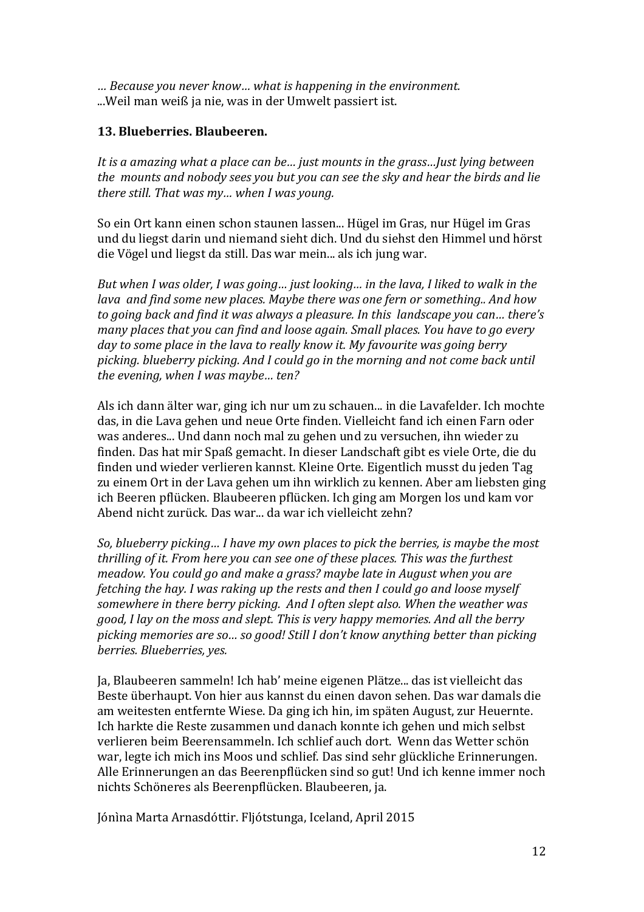*… Because you never know… what is happening in the environment.*
...Weil man weiß ja nie, was in der Umwelt passiert ist.

**13. Blueberries. Blaubeeren.**

*It is a amazing what a place can be… just mounts in the grass…Just lying between the mounts and nobody sees you but you can see the sky and hear the birds and lie there still. That was my… when I was young.*

So ein Ort kann einen schon staunen lassen... Hügel im Gras, nur Hügel im Gras und du liegst darin und niemand sieht dich. Und du siehst den Himmel und hörst die Vögel und liegst da still. Das war mein... als ich jung war.

*But when I was older, I was going… just looking… in the lava, I liked to walk in the lava and find some new places. Maybe there was one fern or something.. And how to going back and find it was always a pleasure. In this landscape you can… there's many places that you can find and loose again. Small places. You have to go every day to some place in the lava to really know it. My favourite was going berry picking. blueberry picking. And I could go in the morning and not come back until the evening, when I was maybe… ten?*

Als ich dann älter war, ging ich nur um zu schauen... in die Lavafelder. Ich mochte das, in die Lava gehen und neue Orte finden. Vielleicht fand ich einen Farn oder was anderes... Und dann noch mal zu gehen und zu versuchen, ihn wieder zu finden. Das hat mir Spaß gemacht. In dieser Landschaft gibt es viele Orte, die du finden und wieder verlieren kannst. Kleine Orte. Eigentlich musst du jeden Tag zu einem Ort in der Lava gehen um ihn wirklich zu kennen. Aber am liebsten ging ich Beeren pflücken. Blaubeeren pflücken. Ich ging am Morgen los und kam vor Abend nicht zurück. Das war... da war ich vielleicht zehn?

*So, blueberry picking… I have my own places to pick the berries, is maybe the most thrilling of it. From here you can see one of these places. This was the furthest meadow. You could go and make a grass? maybe late in August when you are fetching the hay. I was raking up the rests and then I could go and loose myself somewhere in there berry picking. And I often slept also. When the weather was good, I lay on the moss and slept. This is very happy memories. And all the berry picking memories are so… so good! Still I don't know anything better than picking berries. Blueberries, yes.*

Ja, Blaubeeren sammeln! Ich hab' meine eigenen Plätze... das ist vielleicht das Beste überhaupt. Von hier aus kannst du einen davon sehen. Das war damals die am weitesten entfernte Wiese. Da ging ich hin, im späten August, zur Heuernte. Ich harkte die Reste zusammen und danach konnte ich gehen und mich selbst verlieren beim Beerensammeln. Ich schlief auch dort. Wenn das Wetter schön war, legte ich mich ins Moos und schlief. Das sind sehr glückliche Erinnerungen. Alle Erinnerungen an das Beerenpflücken sind so gut! Und ich kenne immer noch nichts Schöneres als Beerenpflücken. Blaubeeren, ja.

Jónìna Marta Arnasdóttir. Fljótstunga, Iceland, April 2015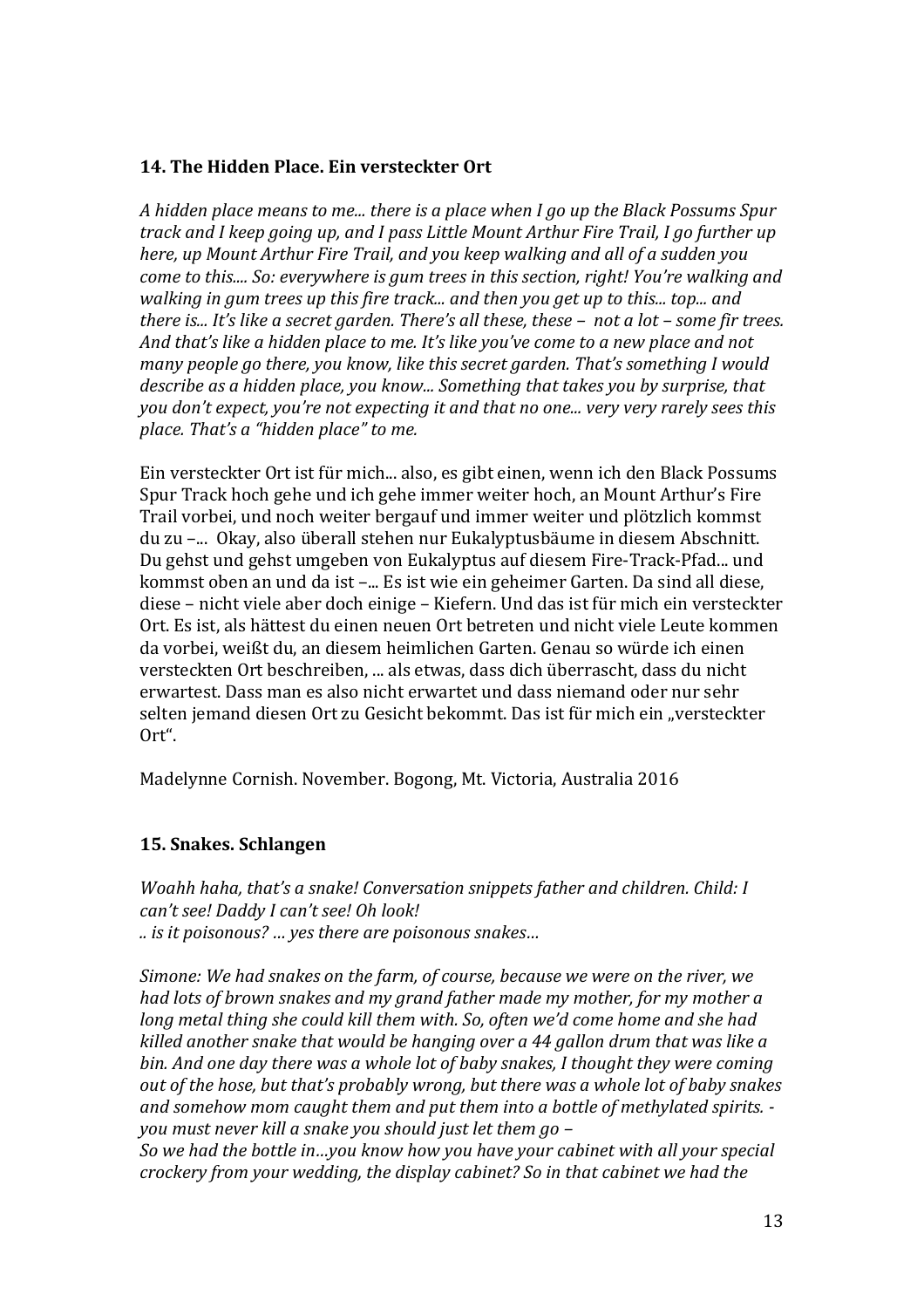### 14. The Hidden Place. Ein versteckter Ort

*A hidden place means to me... there is a place when I go up the Black Possums Spur track and I keep going up, and I pass Little Mount Arthur Fire Trail, I go further up here, up Mount Arthur Fire Trail, and you keep walking and all of a sudden you come to this.... So: everywhere is gum trees in this section, right! You're walking and walking in gum trees up this fire track... and then you get up to this... top... and there is... It's like a secret garden. There's all these, these – not a lot – some fir trees. And that's like a hidden place to me. It's like you've come to a new place and not many people go there, you know, like this secret garden. That's something I would describe as a hidden place, you know... Something that takes you by surprise, that you don't expect, you're not expecting it and that no one... very very rarely sees this place. That's a "hidden place" to me.*

Ein versteckter Ort ist für mich... also, es gibt einen, wenn ich den Black Possums Spur Track hoch gehe und ich gehe immer weiter hoch, an Mount Arthur's Fire Trail vorbei, und noch weiter bergauf und immer weiter und plötzlich kommst du zu –... Okay, also überall stehen nur Eukalyptusbäume in diesem Abschnitt. Du gehst und gehst umgeben von Eukalyptus auf diesem Fire-Track-Pfad... und kommst oben an und da ist –... Es ist wie ein geheimer Garten. Da sind all diese, diese – nicht viele aber doch einige – Kiefern. Und das ist für mich ein versteckter Ort. Es ist, als hättest du einen neuen Ort betreten und nicht viele Leute kommen da vorbei, weißt du, an diesem heimlichen Garten. Genau so würde ich einen versteckten Ort beschreiben, ... als etwas, dass dich überrascht, dass du nicht erwartest. Dass man es also nicht erwartet und dass niemand oder nur sehr selten jemand diesen Ort zu Gesicht bekommt. Das ist für mich ein „versteckter Ort".

Madelynne Cornish. November. Bogong, Mt. Victoria, Australia 2016

### 15. Snakes. Schlangen

*Woahh haha, that's a snake! Conversation snippets father and children. Child: I can't see! Daddy I can't see! Oh look!*
*.. is it poisonous? … yes there are poisonous snakes…*

*Simone: We had snakes on the farm, of course, because we were on the river, we had lots of brown snakes and my grand father made my mother, for my mother a long metal thing she could kill them with. So, often we'd come home and she had killed another snake that would be hanging over a 44 gallon drum that was like a bin. And one day there was a whole lot of baby snakes, I thought they were coming out of the hose, but that's probably wrong, but there was a whole lot of baby snakes and somehow mom caught them and put them into a bottle of methylated spirits. - you must never kill a snake you should just let them go –*
*So we had the bottle in…you know how you have your cabinet with all your special crockery from your wedding, the display cabinet? So in that cabinet we had the*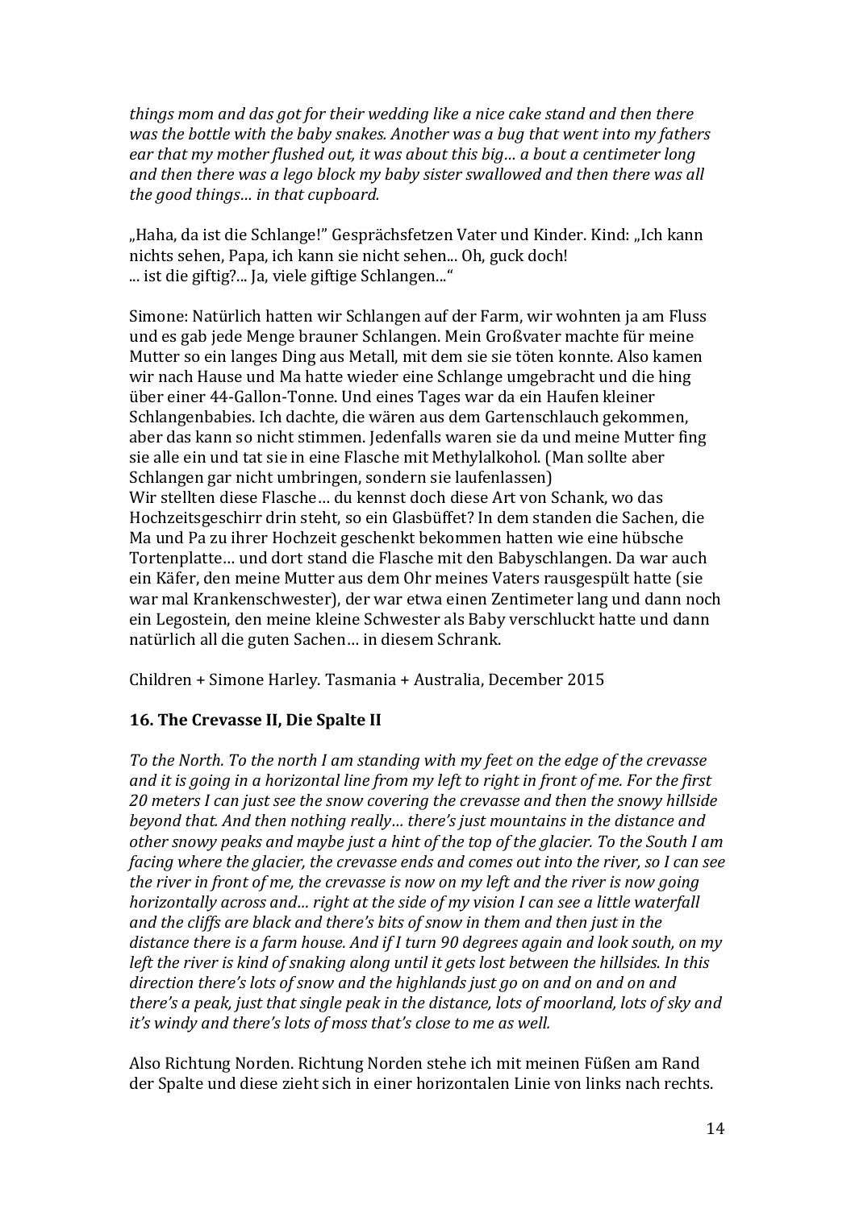*things mom and das got for their wedding like a nice cake stand and then there was the bottle with the baby snakes. Another was a bug that went into my fathers ear that my mother flushed out, it was about this big… a bout a centimeter long and then there was a lego block my baby sister swallowed and then there was all the good things… in that cupboard.*

„Haha, da ist die Schlange!" Gesprächsfetzen Vater und Kinder. Kind: „Ich kann nichts sehen, Papa, ich kann sie nicht sehen... Oh, guck doch!
... ist die giftig?... Ja, viele giftige Schlangen..."

Simone: Natürlich hatten wir Schlangen auf der Farm, wir wohnten ja am Fluss und es gab jede Menge brauner Schlangen. Mein Großvater machte für meine Mutter so ein langes Ding aus Metall, mit dem sie sie töten konnte. Also kamen wir nach Hause und Ma hatte wieder eine Schlange umgebracht und die hing über einer 44-Gallon-Tonne. Und eines Tages war da ein Haufen kleiner Schlangenbabies. Ich dachte, die wären aus dem Gartenschlauch gekommen, aber das kann so nicht stimmen. Jedenfalls waren sie da und meine Mutter fing sie alle ein und tat sie in eine Flasche mit Methylalkohol. (Man sollte aber Schlangen gar nicht umbringen, sondern sie laufenlassen)
Wir stellten diese Flasche… du kennst doch diese Art von Schank, wo das Hochzeitsgeschirr drin steht, so ein Glasbüffet? In dem standen die Sachen, die Ma und Pa zu ihrer Hochzeit geschenkt bekommen hatten wie eine hübsche Tortenplatte… und dort stand die Flasche mit den Babyschlangen. Da war auch ein Käfer, den meine Mutter aus dem Ohr meines Vaters rausgespült hatte (sie war mal Krankenschwester), der war etwa einen Zentimeter lang und dann noch ein Legostein, den meine kleine Schwester als Baby verschluckt hatte und dann natürlich all die guten Sachen… in diesem Schrank.

Children + Simone Harley. Tasmania + Australia, December 2015

### 16. The Crevasse II, Die Spalte II

*To the North. To the north I am standing with my feet on the edge of the crevasse and it is going in a horizontal line from my left to right in front of me. For the first 20 meters I can just see the snow covering the crevasse and then the snowy hillside beyond that. And then nothing really… there's just mountains in the distance and other snowy peaks and maybe just a hint of the top of the glacier. To the South I am facing where the glacier, the crevasse ends and comes out into the river, so I can see the river in front of me, the crevasse is now on my left and the river is now going horizontally across and… right at the side of my vision I can see a little waterfall and the cliffs are black and there's bits of snow in them and then just in the distance there is a farm house. And if I turn 90 degrees again and look south, on my left the river is kind of snaking along until it gets lost between the hillsides. In this direction there's lots of snow and the highlands just go on and on and on and there's a peak, just that single peak in the distance, lots of moorland, lots of sky and it's windy and there's lots of moss that's close to me as well.*

Also Richtung Norden. Richtung Norden stehe ich mit meinen Füßen am Rand der Spalte und diese zieht sich in einer horizontalen Linie von links nach rechts.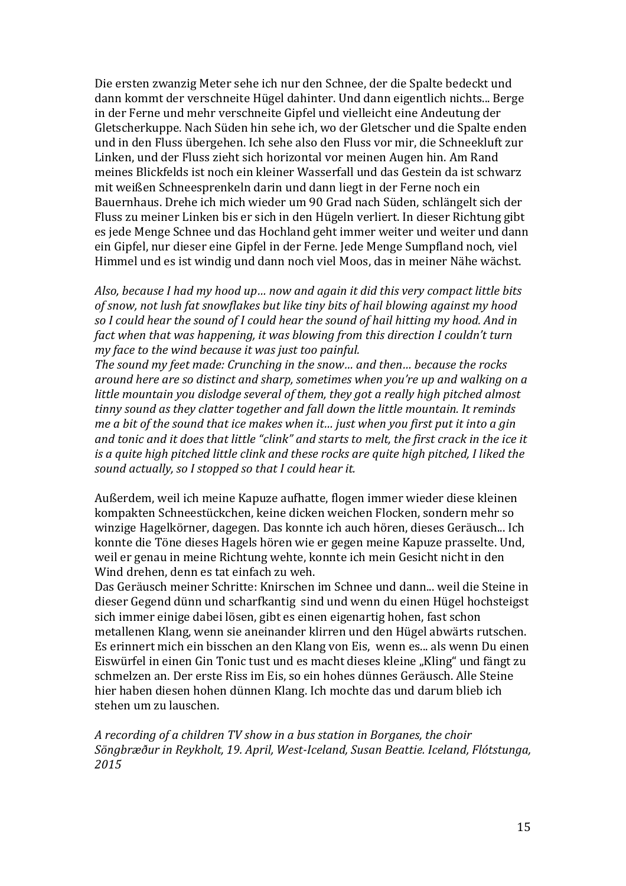Die ersten zwanzig Meter sehe ich nur den Schnee, der die Spalte bedeckt und dann kommt der verschneite Hügel dahinter. Und dann eigentlich nichts... Berge in der Ferne und mehr verschneite Gipfel und vielleicht eine Andeutung der Gletscherkuppe. Nach Süden hin sehe ich, wo der Gletscher und die Spalte enden und in den Fluss übergehen. Ich sehe also den Fluss vor mir, die Schneekluft zur Linken, und der Fluss zieht sich horizontal vor meinen Augen hin. Am Rand meines Blickfelds ist noch ein kleiner Wasserfall und das Gestein da ist schwarz mit weißen Schneesprenkeln darin und dann liegt in der Ferne noch ein Bauernhaus. Drehe ich mich wieder um 90 Grad nach Süden, schlängelt sich der Fluss zu meiner Linken bis er sich in den Hügeln verliert. In dieser Richtung gibt es jede Menge Schnee und das Hochland geht immer weiter und weiter und dann ein Gipfel, nur dieser eine Gipfel in der Ferne. Jede Menge Sumpfland noch, viel Himmel und es ist windig und dann noch viel Moos, das in meiner Nähe wächst.

*Also, because I had my hood up… now and again it did this very compact little bits of snow, not lush fat snowflakes but like tiny bits of hail blowing against my hood so I could hear the sound of I could hear the sound of hail hitting my hood. And in fact when that was happening, it was blowing from this direction I couldn't turn my face to the wind because it was just too painful.*
*The sound my feet made: Crunching in the snow… and then… because the rocks around here are so distinct and sharp, sometimes when you're up and walking on a little mountain you dislodge several of them, they got a really high pitched almost tinny sound as they clatter together and fall down the little mountain. It reminds me a bit of the sound that ice makes when it… just when you first put it into a gin and tonic and it does that little "clink" and starts to melt, the first crack in the ice it is a quite high pitched little clink and these rocks are quite high pitched, I liked the sound actually, so I stopped so that I could hear it.*

Außerdem, weil ich meine Kapuze aufhatte, flogen immer wieder diese kleinen kompakten Schneestückchen, keine dicken weichen Flocken, sondern mehr so winzige Hagelkörner, dagegen. Das konnte ich auch hören, dieses Geräusch... Ich konnte die Töne dieses Hagels hören wie er gegen meine Kapuze prasselte. Und, weil er genau in meine Richtung wehte, konnte ich mein Gesicht nicht in den Wind drehen, denn es tat einfach zu weh.
Das Geräusch meiner Schritte: Knirschen im Schnee und dann... weil die Steine in dieser Gegend dünn und scharfkantig sind und wenn du einen Hügel hochsteigst sich immer einige dabei lösen, gibt es einen eigenartig hohen, fast schon metallenen Klang, wenn sie aneinander klirren und den Hügel abwärts rutschen. Es erinnert mich ein bisschen an den Klang von Eis, wenn es... als wenn Du einen Eiswürfel in einen Gin Tonic tust und es macht dieses kleine „Kling" und fängt zu schmelzen an. Der erste Riss im Eis, so ein hohes dünnes Geräusch. Alle Steine hier haben diesen hohen dünnen Klang. Ich mochte das und darum blieb ich stehen um zu lauschen.

*A recording of a children TV show in a bus station in Borganes, the choir Söngbræður in Reykholt, 19. April, West-Iceland, Susan Beattie. Iceland, Flótstunga, 2015*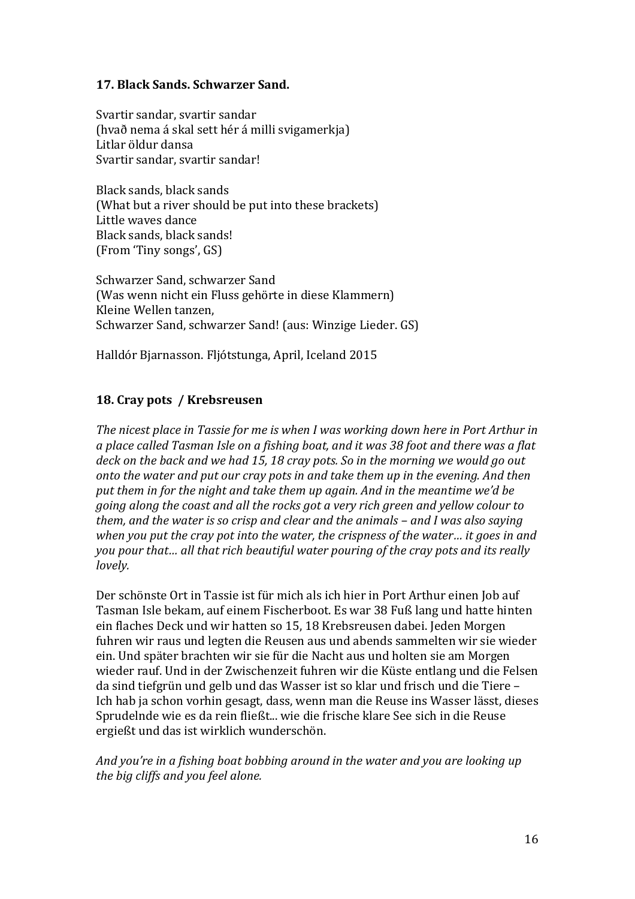**17. Black Sands. Schwarzer Sand.**

Svartir sandar, svartir sandar
(hvað nema á skal sett hér á milli svigamerkja)
Litlar öldur dansa
Svartir sandar, svartir sandar!

Black sands, black sands
(What but a river should be put into these brackets)
Little waves dance
Black sands, black sands!
(From 'Tiny songs', GS)

Schwarzer Sand, schwarzer Sand
(Was wenn nicht ein Fluss gehörte in diese Klammern)
Kleine Wellen tanzen,
Schwarzer Sand, schwarzer Sand! (aus: Winzige Lieder. GS)

Halldór Bjarnasson. Fljótstunga, April, Iceland 2015

**18. Cray pots / Krebsreusen**

*The nicest place in Tassie for me is when I was working down here in Port Arthur in a place called Tasman Isle on a fishing boat, and it was 38 foot and there was a flat deck on the back and we had 15, 18 cray pots. So in the morning we would go out onto the water and put our cray pots in and take them up in the evening. And then put them in for the night and take them up again. And in the meantime we'd be going along the coast and all the rocks got a very rich green and yellow colour to them, and the water is so crisp and clear and the animals – and I was also saying when you put the cray pot into the water, the crispness of the water… it goes in and you pour that… all that rich beautiful water pouring of the cray pots and its really lovely.*

Der schönste Ort in Tassie ist für mich als ich hier in Port Arthur einen Job auf Tasman Isle bekam, auf einem Fischerboot. Es war 38 Fuß lang und hatte hinten ein flaches Deck und wir hatten so 15, 18 Krebsreusen dabei. Jeden Morgen fuhren wir raus und legten die Reusen aus und abends sammelten wir sie wieder ein. Und später brachten wir sie für die Nacht aus und holten sie am Morgen wieder rauf. Und in der Zwischenzeit fuhren wir die Küste entlang und die Felsen da sind tiefgrün und gelb und das Wasser ist so klar und frisch und die Tiere – Ich hab ja schon vorhin gesagt, dass, wenn man die Reuse ins Wasser lässt, dieses Sprudelnde wie es da rein fließt... wie die frische klare See sich in die Reuse ergießt und das ist wirklich wunderschön.

*And you're in a fishing boat bobbing around in the water and you are looking up the big cliffs and you feel alone.*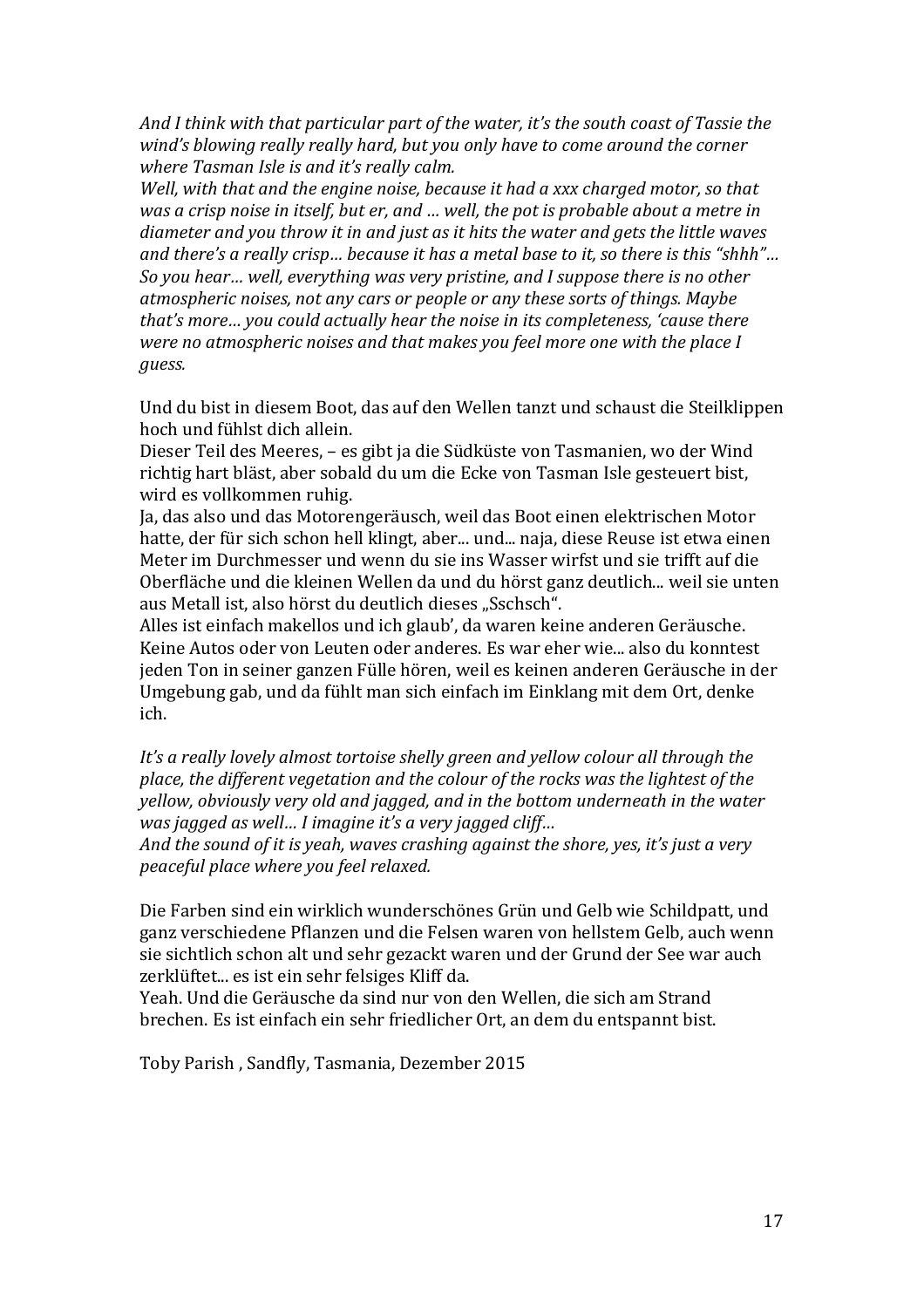*And I think with that particular part of the water, it's the south coast of Tassie the wind's blowing really really hard, but you only have to come around the corner where Tasman Isle is and it's really calm.*
*Well, with that and the engine noise, because it had a xxx charged motor, so that was a crisp noise in itself, but er, and … well, the pot is probable about a metre in diameter and you throw it in and just as it hits the water and gets the little waves and there's a really crisp… because it has a metal base to it, so there is this "shhh"… So you hear… well, everything was very pristine, and I suppose there is no other atmospheric noises, not any cars or people or any these sorts of things. Maybe that's more… you could actually hear the noise in its completeness, 'cause there were no atmospheric noises and that makes you feel more one with the place I guess.*

Und du bist in diesem Boot, das auf den Wellen tanzt und schaust die Steilklippen hoch und fühlst dich allein.
Dieser Teil des Meeres, – es gibt ja die Südküste von Tasmanien, wo der Wind richtig hart bläst, aber sobald du um die Ecke von Tasman Isle gesteuert bist, wird es vollkommen ruhig.
Ja, das also und das Motorengeräusch, weil das Boot einen elektrischen Motor hatte, der für sich schon hell klingt, aber... und... naja, diese Reuse ist etwa einen Meter im Durchmesser und wenn du sie ins Wasser wirfst und sie trifft auf die Oberfläche und die kleinen Wellen da und du hörst ganz deutlich... weil sie unten aus Metall ist, also hörst du deutlich dieses „Sschsch".
Alles ist einfach makellos und ich glaub', da waren keine anderen Geräusche. Keine Autos oder von Leuten oder anderes. Es war eher wie... also du konntest jeden Ton in seiner ganzen Fülle hören, weil es keinen anderen Geräusche in der Umgebung gab, und da fühlt man sich einfach im Einklang mit dem Ort, denke ich.

*It's a really lovely almost tortoise shelly green and yellow colour all through the place, the different vegetation and the colour of the rocks was the lightest of the yellow, obviously very old and jagged, and in the bottom underneath in the water was jagged as well… I imagine it's a very jagged cliff…*
*And the sound of it is yeah, waves crashing against the shore, yes, it's just a very peaceful place where you feel relaxed.*

Die Farben sind ein wirklich wunderschönes Grün und Gelb wie Schildpatt, und ganz verschiedene Pflanzen und die Felsen waren von hellstem Gelb, auch wenn sie sichtlich schon alt und sehr gezackt waren und der Grund der See war auch zerklüftet... es ist ein sehr felsiges Kliff da.
Yeah. Und die Geräusche da sind nur von den Wellen, die sich am Strand brechen. Es ist einfach ein sehr friedlicher Ort, an dem du entspannt bist.

Toby Parish , Sandfly, Tasmania, Dezember 2015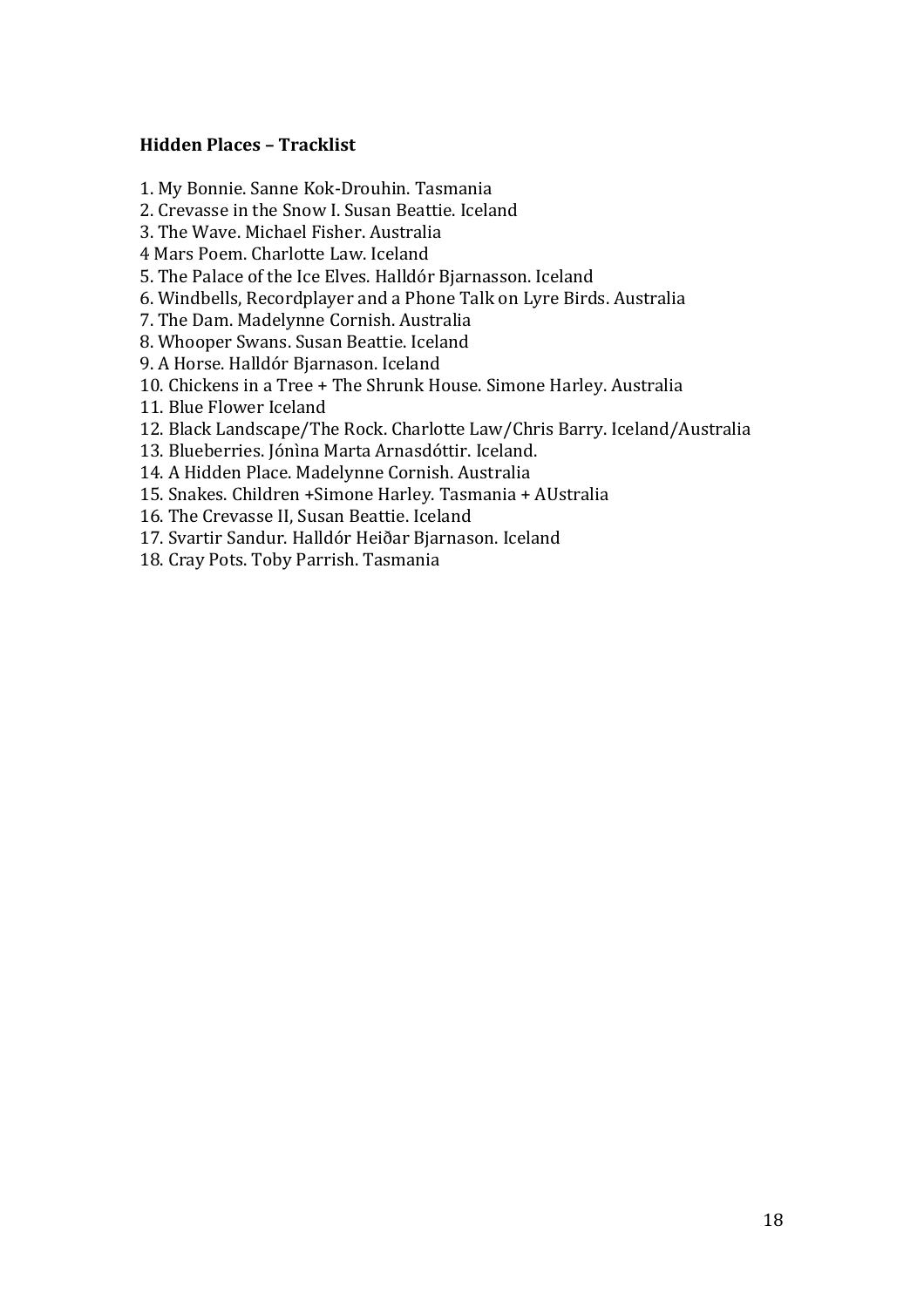**Hidden Places – Tracklist**

1. My Bonnie. Sanne Kok-Drouhin. Tasmania
2. Crevasse in the Snow I. Susan Beattie. Iceland
3. The Wave. Michael Fisher. Australia
4 Mars Poem. Charlotte Law. Iceland
5. The Palace of the Ice Elves. Halldór Bjarnasson. Iceland
6. Windbells, Recordplayer and a Phone Talk on Lyre Birds. Australia
7. The Dam. Madelynne Cornish. Australia
8. Whooper Swans. Susan Beattie. Iceland
9. A Horse. Halldór Bjarnason. Iceland
10. Chickens in a Tree + The Shrunk House. Simone Harley. Australia
11. Blue Flower Iceland
12. Black Landscape/The Rock. Charlotte Law/Chris Barry. Iceland/Australia
13. Blueberries. Jónìna Marta Arnasdóttir. Iceland.
14. A Hidden Place. Madelynne Cornish. Australia
15. Snakes. Children +Simone Harley. Tasmania + AUstralia
16. The Crevasse II, Susan Beattie. Iceland
17. Svartir Sandur. Halldór Heiðar Bjarnason. Iceland
18. Cray Pots. Toby Parrish. Tasmania